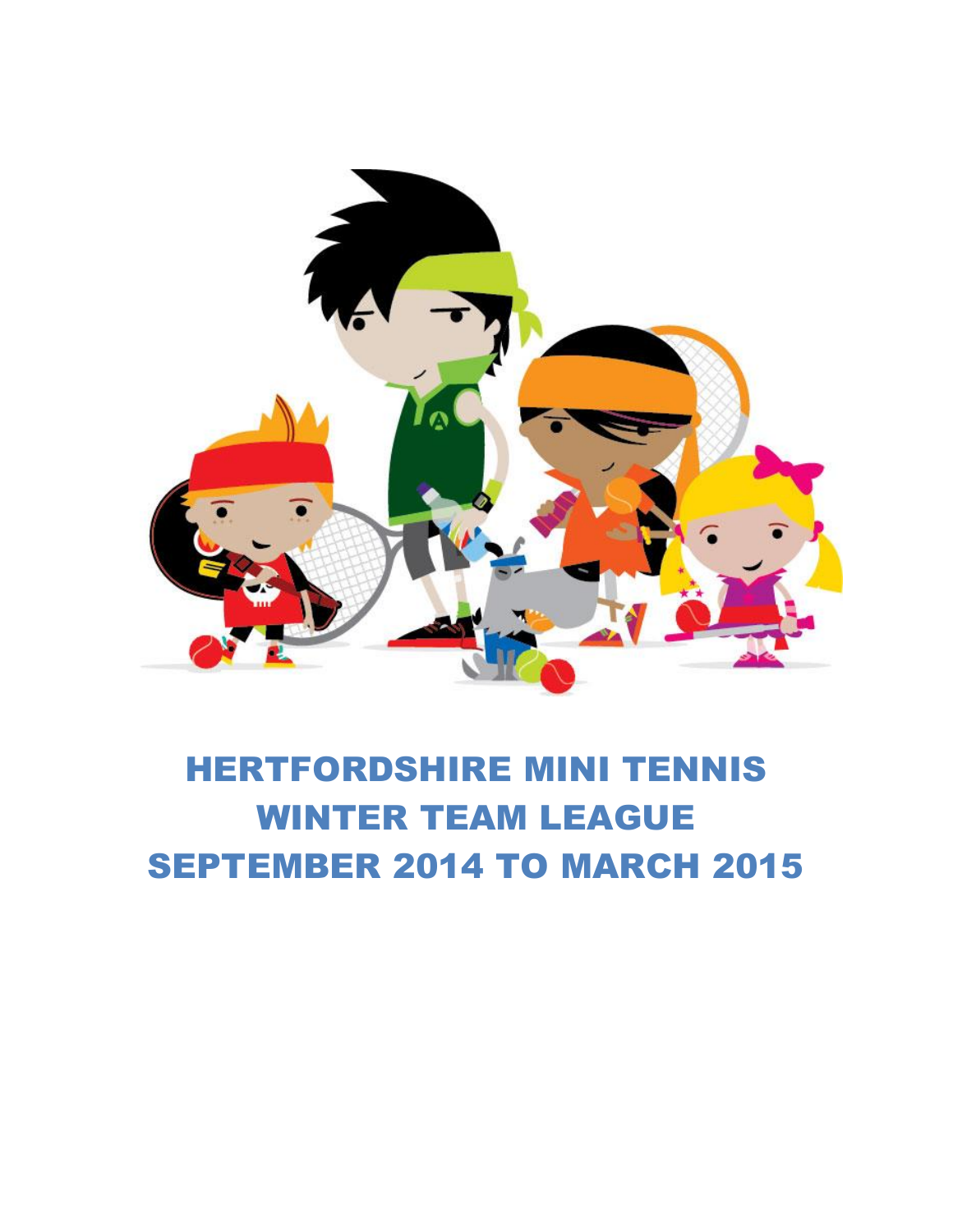# HERTFORDSHIRE MINI TENNIS WINTER TEAM LEAGUE SEPTEMBER 2014 TO MARCH 2015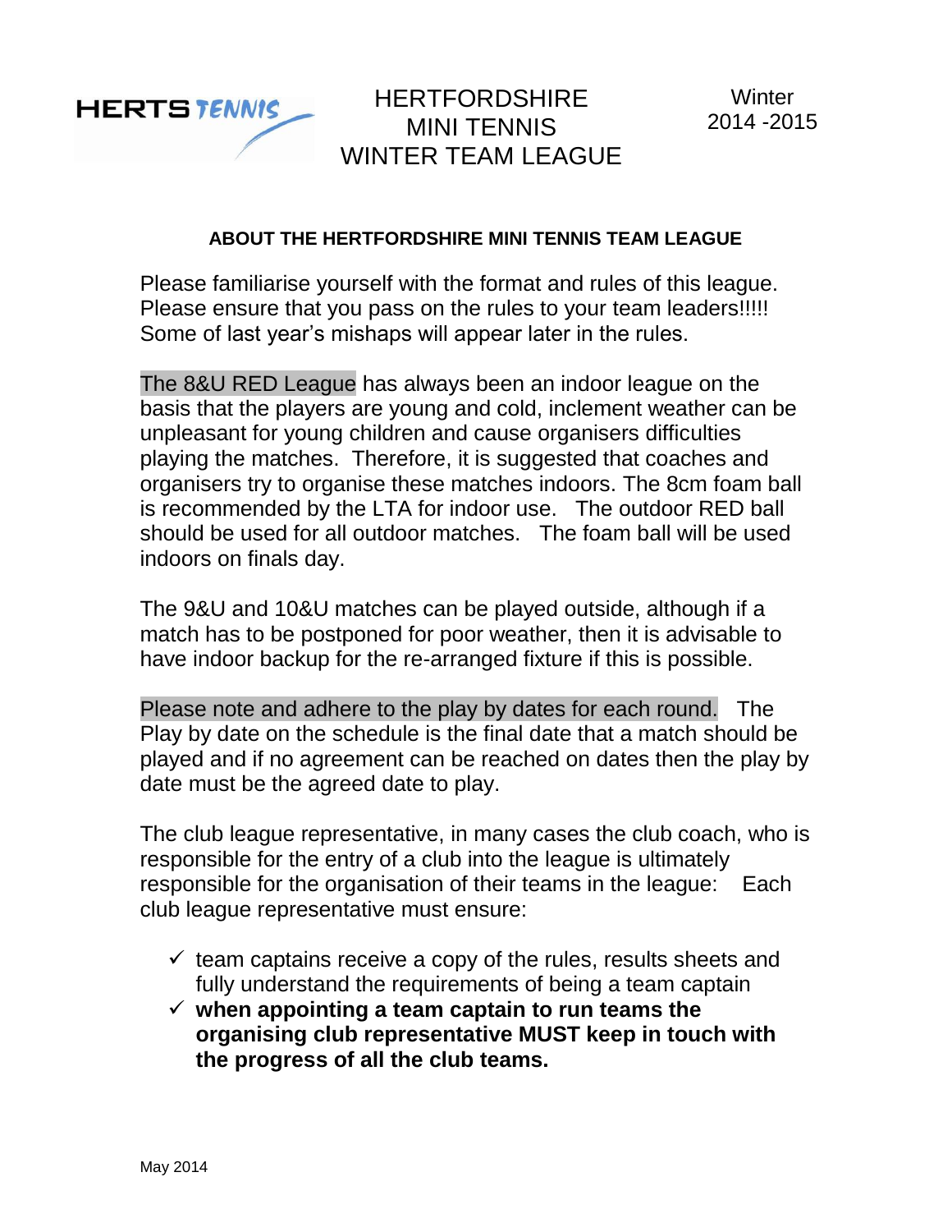HERTS TENNIS

# HERTFORDSHIRE MINI TENNIS WINTER TEAM LEAGUE

Winter 2014 -2015

## ABOUT THE HERTFORDSHIRE MINI TENNIS TEAM LEAGUE

Please familiarise yourself with the format and rules of this league. Please ensure that you pass on the rules to your team leaders!!!!! Some of last year's mishaps will appear later in the rules.

The 8&U RED League has always been an indoor league on the basis that the players are young and cold, inclement weather can be unpleasant for young children and cause organisers difficulties playing the matches. Therefore, it is suggested that coaches and organisers try to organise these matches indoors. The 8cm foam ball is recommended by the LTA for indoor use. The outdoor RED ball should be used for all outdoor matches. The foam ball will be used indoors on finals day.

The 9&U and 10&U matches can be played outside, although if a match has to be postponed for poor weather, then it is advisable to have indoor backup for the re-arranged fixture if this is possible.

Please note and adhere to the play by dates for each round. The Play by date on the schedule is the final date that a match should be played and if no agreement can be reached on dates then the play by date must be the agreed date to play.

The club league representative, in many cases the club coach, who is responsible for the entry of a club into the league is ultimately responsible for the organisation of their teams in the league: Each club league representative must ensure:

- ✓ team captains receive a copy of the rules, results sheets and fully understand the requirements of being a team captain
- ✓ **when appointing a team captain to run teams the organising club representative MUST keep in touch with the progress of all the club teams.**

May 2014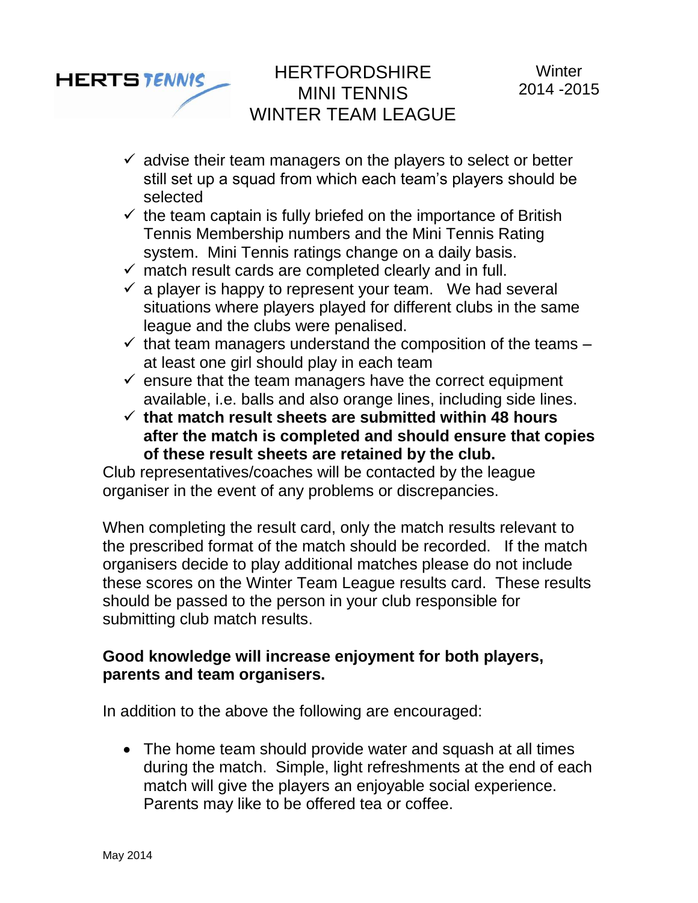- ✓ advise their team managers on the players to select or better still set up a squad from which each team's players should be selected
- ✓ the team captain is fully briefed on the importance of British Tennis Membership numbers and the Mini Tennis Rating system. Mini Tennis ratings change on a daily basis.
- ✓ match result cards are completed clearly and in full.
- ✓ a player is happy to represent your team. We had several situations where players played for different clubs in the same league and the clubs were penalised.
- ✓ that team managers understand the composition of the teams – at least one girl should play in each team
- ✓ ensure that the team managers have the correct equipment available, i.e. balls and also orange lines, including side lines.
- ✓ **that match result sheets are submitted within 48 hours after the match is completed and should ensure that copies of these result sheets are retained by the club.**

Club representatives/coaches will be contacted by the league organiser in the event of any problems or discrepancies.

When completing the result card, only the match results relevant to the prescribed format of the match should be recorded. If the match organisers decide to play additional matches please do not include these scores on the Winter Team League results card. These results should be passed to the person in your club responsible for submitting club match results.

**Good knowledge will increase enjoyment for both players, parents and team organisers.**

In addition to the above the following are encouraged:

- The home team should provide water and squash at all times during the match. Simple, light refreshments at the end of each match will give the players an enjoyable social experience. Parents may like to be offered tea or coffee.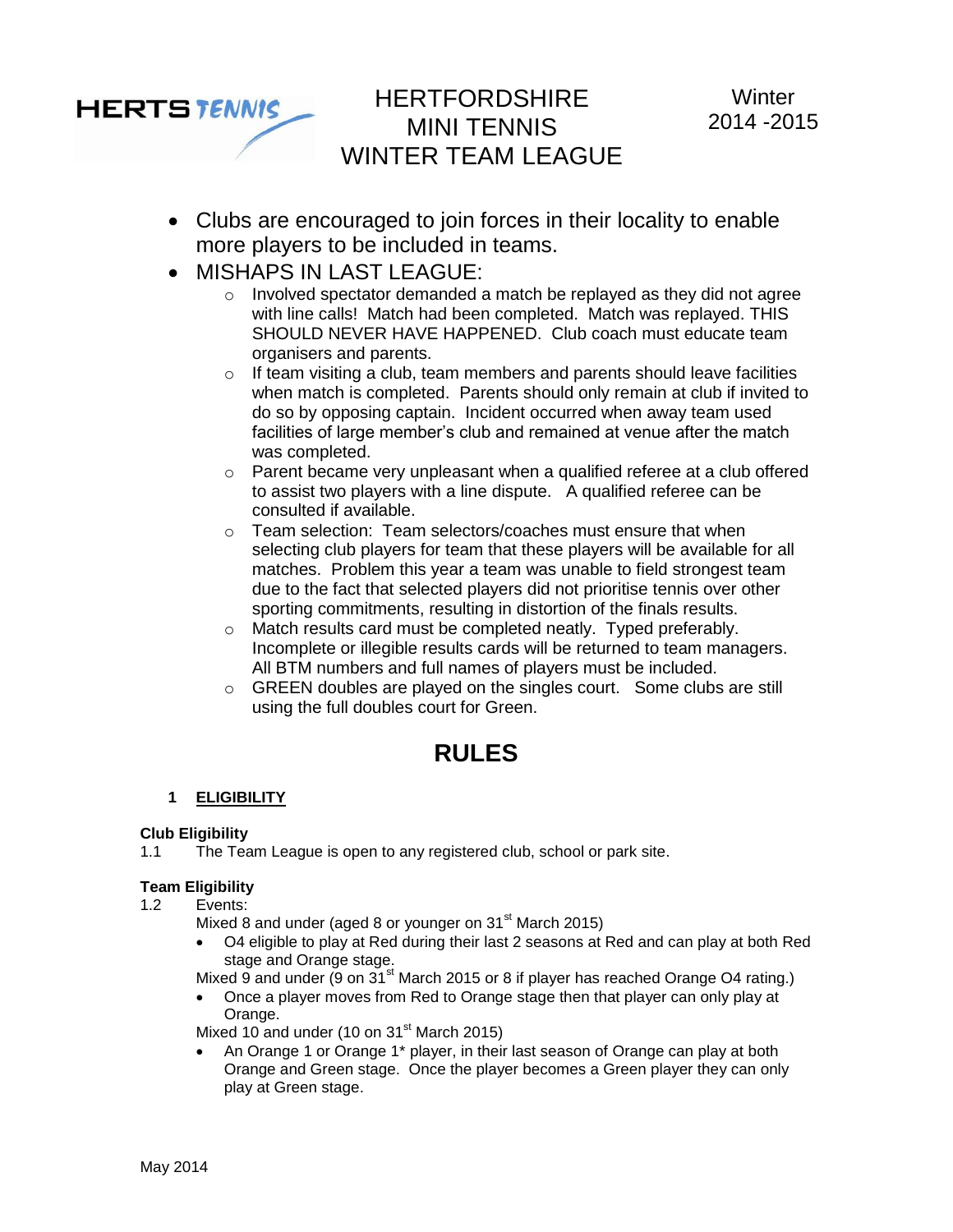HERTS TENNIS

# HERTFORDSHIRE MINI TENNIS WINTER TEAM LEAGUE

Winter 2014 -2015

- Clubs are encouraged to join forces in their locality to enable more players to be included in teams.
- MISHAPS IN LAST LEAGUE:
  - Involved spectator demanded a match be replayed as they did not agree with line calls! Match had been completed. Match was replayed. THIS SHOULD NEVER HAVE HAPPENED. Club coach must educate team organisers and parents.
  - If team visiting a club, team members and parents should leave facilities when match is completed. Parents should only remain at club if invited to do so by opposing captain. Incident occurred when away team used facilities of large member's club and remained at venue after the match was completed.
  - Parent became very unpleasant when a qualified referee at a club offered to assist two players with a line dispute. A qualified referee can be consulted if available.
  - Team selection: Team selectors/coaches must ensure that when selecting club players for team that these players will be available for all matches. Problem this year a team was unable to field strongest team due to the fact that selected players did not prioritise tennis over other sporting commitments, resulting in distortion of the finals results.
  - Match results card must be completed neatly. Typed preferably. Incomplete or illegible results cards will be returned to team managers. All BTM numbers and full names of players must be included.
  - GREEN doubles are played on the singles court. Some clubs are still using the full doubles court for Green.

## RULES

### 1 ELIGIBILITY

**Club Eligibility**

1.1 The Team League is open to any registered club, school or park site.

**Team Eligibility**

1.2 Events:

Mixed 8 and under (aged 8 or younger on 31st March 2015)

- O4 eligible to play at Red during their last 2 seasons at Red and can play at both Red stage and Orange stage.

Mixed 9 and under (9 on 31st March 2015 or 8 if player has reached Orange O4 rating.)

- Once a player moves from Red to Orange stage then that player can only play at Orange.

Mixed 10 and under (10 on 31st March 2015)

- An Orange 1 or Orange 1* player, in their last season of Orange can play at both Orange and Green stage. Once the player becomes a Green player they can only play at Green stage.

May 2014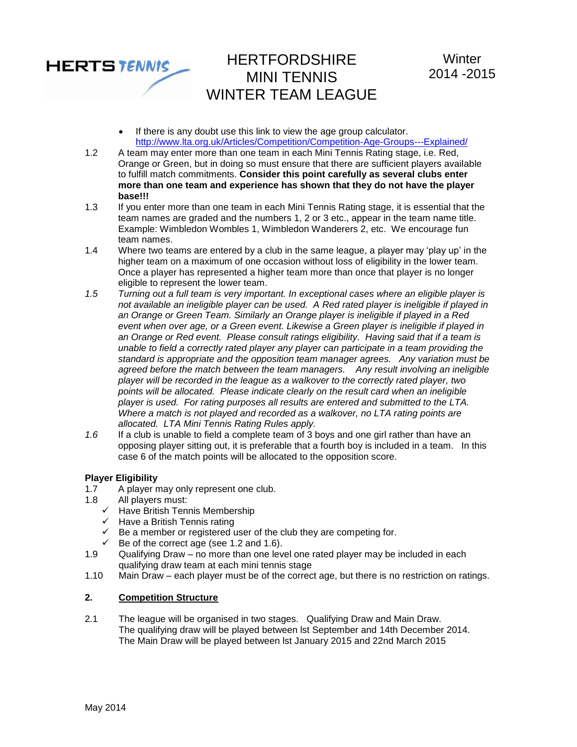- If there is any doubt use this link to view the age group calculator. http://www.lta.org.uk/Articles/Competition/Competition-Age-Groups---Explained/

1.2 A team may enter more than one team in each Mini Tennis Rating stage, i.e. Red, Orange or Green, but in doing so must ensure that there are sufficient players available to fulfill match commitments. **Consider this point carefully as several clubs enter more than one team and experience has shown that they do not have the player base!!!**

1.3 If you enter more than one team in each Mini Tennis Rating stage, it is essential that the team names are graded and the numbers 1, 2 or 3 etc., appear in the team name title. Example: Wimbledon Wombles 1, Wimbledon Wanderers 2, etc. We encourage fun team names.

1.4 Where two teams are entered by a club in the same league, a player may 'play up' in the higher team on a maximum of one occasion without loss of eligibility in the lower team. Once a player has represented a higher team more than once that player is no longer eligible to represent the lower team.

*1.5 Turning out a full team is very important. In exceptional cases where an eligible player is not available an ineligible player can be used. A Red rated player is ineligible if played in an Orange or Green Team. Similarly an Orange player is ineligible if played in a Red event when over age, or a Green event. Likewise a Green player is ineligible if played in an Orange or Red event. Please consult ratings eligibility. Having said that if a team is unable to field a correctly rated player any player can participate in a team providing the standard is appropriate and the opposition team manager agrees. Any variation must be agreed before the match between the team managers. Any result involving an ineligible player will be recorded in the league as a walkover to the correctly rated player, two points will be allocated. Please indicate clearly on the result card when an ineligible player is used. For rating purposes all results are entered and submitted to the LTA. Where a match is not played and recorded as a walkover, no LTA rating points are allocated. LTA Mini Tennis Rating Rules apply.*

*1.6* If a club is unable to field a complete team of 3 boys and one girl rather than have an opposing player sitting out, it is preferable that a fourth boy is included in a team. In this case 6 of the match points will be allocated to the opposition score.

**Player Eligibility**

1.7 A player may only represent one club.

1.8 All players must:

- ✓ Have British Tennis Membership
- ✓ Have a British Tennis rating
- ✓ Be a member or registered user of the club they are competing for.
- ✓ Be of the correct age (see 1.2 and 1.6).

1.9 Qualifying Draw – no more than one level one rated player may be included in each qualifying draw team at each mini tennis stage

1.10 Main Draw – each player must be of the correct age, but there is no restriction on ratings.

## 2. <u>Competition Structure</u>

2.1 The league will be organised in two stages. Qualifying Draw and Main Draw. The qualifying draw will be played between lst September and 14th December 2014. The Main Draw will be played between lst January 2015 and 22nd March 2015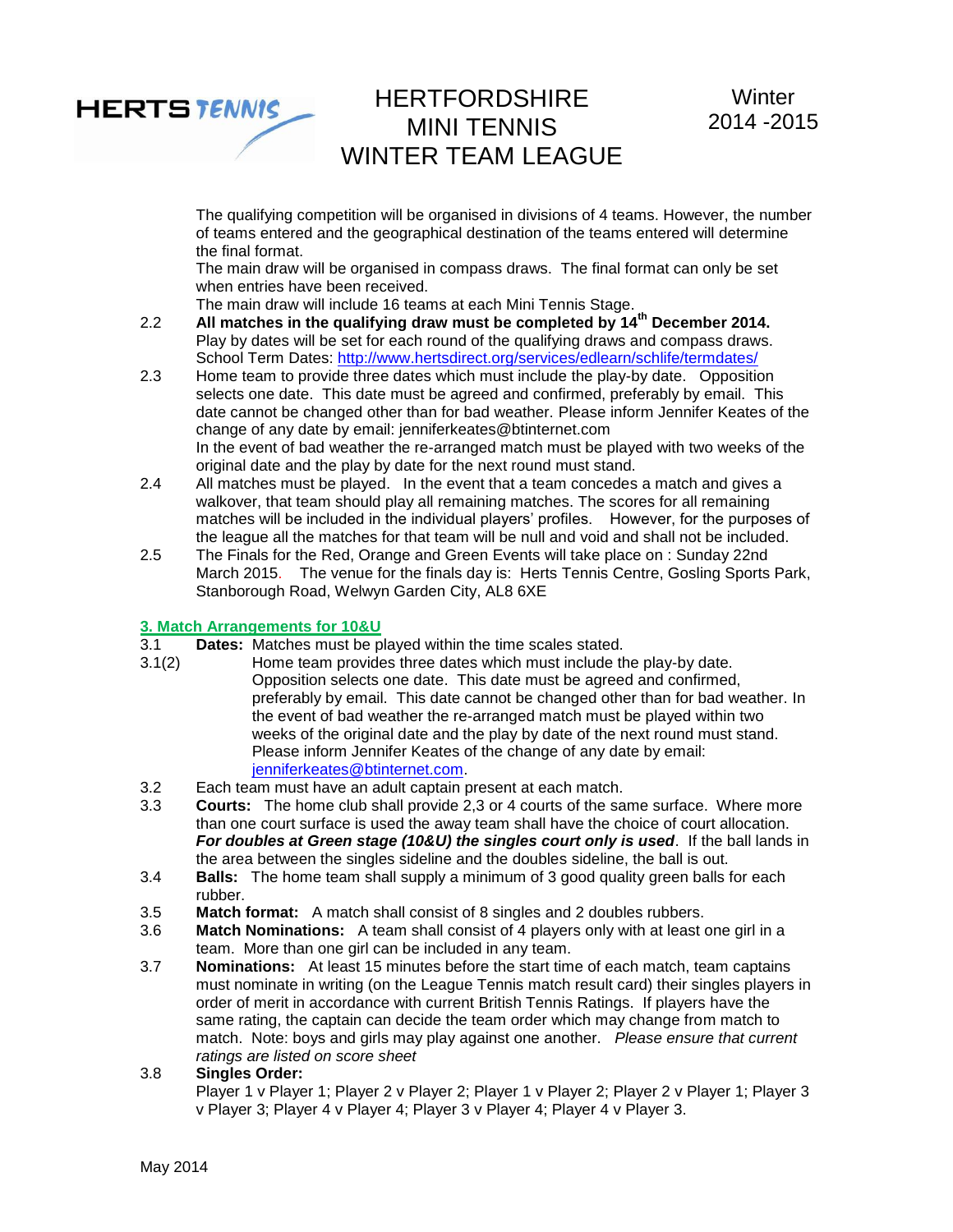The qualifying competition will be organised in divisions of 4 teams. However, the number of teams entered and the geographical destination of the teams entered will determine the final format.
The main draw will be organised in compass draws. The final format can only be set when entries have been received.
The main draw will include 16 teams at each Mini Tennis Stage.

2.2 **All matches in the qualifying draw must be completed by 14th December 2014.** Play by dates will be set for each round of the qualifying draws and compass draws. School Term Dates: http://www.hertsdirect.org/services/edlearn/schlife/termdates/

2.3 Home team to provide three dates which must include the play-by date. Opposition selects one date. This date must be agreed and confirmed, preferably by email. This date cannot be changed other than for bad weather. Please inform Jennifer Keates of the change of any date by email: jenniferkeates@btinternet.com
In the event of bad weather the re-arranged match must be played with two weeks of the original date and the play by date for the next round must stand.

2.4 All matches must be played. In the event that a team concedes a match and gives a walkover, that team should play all remaining matches. The scores for all remaining matches will be included in the individual players' profiles. However, for the purposes of the league all the matches for that team will be null and void and shall not be included.

2.5 The Finals for the Red, Orange and Green Events will take place on : Sunday 22nd March 2015. The venue for the finals day is: Herts Tennis Centre, Gosling Sports Park, Stanborough Road, Welwyn Garden City, AL8 6XE

## 3. Match Arrangements for 10&U

3.1 **Dates:** Matches must be played within the time scales stated.

3.1(2) Home team provides three dates which must include the play-by date. Opposition selects one date. This date must be agreed and confirmed, preferably by email. This date cannot be changed other than for bad weather. In the event of bad weather the re-arranged match must be played within two weeks of the original date and the play by date of the next round must stand. Please inform Jennifer Keates of the change of any date by email: jenniferkeates@btinternet.com.

3.2 Each team must have an adult captain present at each match.

3.3 **Courts:** The home club shall provide 2,3 or 4 courts of the same surface. Where more than one court surface is used the away team shall have the choice of court allocation. ***For doubles at Green stage (10&U) the singles court only is used***. If the ball lands in the area between the singles sideline and the doubles sideline, the ball is out.

3.4 **Balls:** The home team shall supply a minimum of 3 good quality green balls for each rubber.

3.5 **Match format:** A match shall consist of 8 singles and 2 doubles rubbers.

3.6 **Match Nominations:** A team shall consist of 4 players only with at least one girl in a team. More than one girl can be included in any team.

3.7 **Nominations:** At least 15 minutes before the start time of each match, team captains must nominate in writing (on the League Tennis match result card) their singles players in order of merit in accordance with current British Tennis Ratings. If players have the same rating, the captain can decide the team order which may change from match to match. Note: boys and girls may play against one another. *Please ensure that current ratings are listed on score sheet*

3.8 **Singles Order:**
Player 1 v Player 1; Player 2 v Player 2; Player 1 v Player 2; Player 2 v Player 1; Player 3 v Player 3; Player 4 v Player 4; Player 3 v Player 4; Player 4 v Player 3.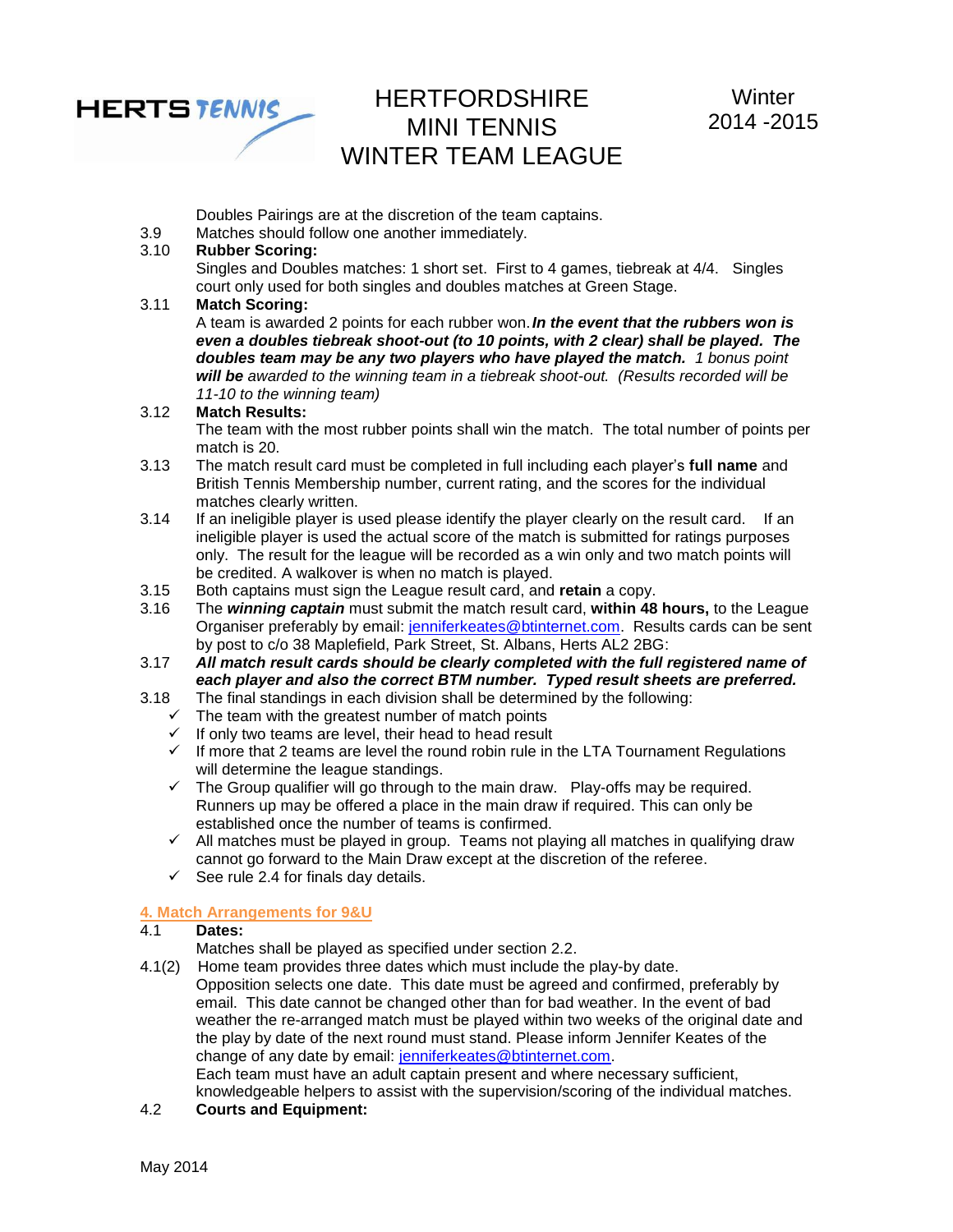Doubles Pairings are at the discretion of the team captains.

3.9 Matches should follow one another immediately.

3.10 **Rubber Scoring:**
Singles and Doubles matches: 1 short set. First to 4 games, tiebreak at 4/4. Singles court only used for both singles and doubles matches at Green Stage.

3.11 **Match Scoring:**
A team is awarded 2 points for each rubber won. ***In the event that the rubbers won is even a doubles tiebreak shoot-out (to 10 points, with 2 clear) shall be played. The doubles team may be any two players who have played the match.*** *1 bonus point* ***will be*** *awarded to the winning team in a tiebreak shoot-out. (Results recorded will be 11-10 to the winning team)*

3.12 **Match Results:**
The team with the most rubber points shall win the match. The total number of points per match is 20.

3.13 The match result card must be completed in full including each player's **full name** and British Tennis Membership number, current rating, and the scores for the individual matches clearly written.

3.14 If an ineligible player is used please identify the player clearly on the result card. If an ineligible player is used the actual score of the match is submitted for ratings purposes only. The result for the league will be recorded as a win only and two match points will be credited. A walkover is when no match is played.

3.15 Both captains must sign the League result card, and **retain** a copy.

3.16 The ***winning captain*** must submit the match result card, **within 48 hours,** to the League Organiser preferably by email: jenniferkeates@btinternet.com. Results cards can be sent by post to c/o 38 Maplefield, Park Street, St. Albans, Herts AL2 2BG:

3.17 ***All match result cards should be clearly completed with the full registered name of each player and also the correct BTM number. Typed result sheets are preferred.***

3.18 The final standings in each division shall be determined by the following:

- ✓ The team with the greatest number of match points
- ✓ If only two teams are level, their head to head result
- ✓ If more that 2 teams are level the round robin rule in the LTA Tournament Regulations will determine the league standings.
- ✓ The Group qualifier will go through to the main draw. Play-offs may be required. Runners up may be offered a place in the main draw if required. This can only be established once the number of teams is confirmed.
- ✓ All matches must be played in group. Teams not playing all matches in qualifying draw cannot go forward to the Main Draw except at the discretion of the referee.
- ✓ See rule 2.4 for finals day details.

## 4. Match Arrangements for 9&U

4.1 **Dates:**
Matches shall be played as specified under section 2.2.

4.1(2) Home team provides three dates which must include the play-by date.
Opposition selects one date. This date must be agreed and confirmed, preferably by email. This date cannot be changed other than for bad weather. In the event of bad weather the re-arranged match must be played within two weeks of the original date and the play by date of the next round must stand. Please inform Jennifer Keates of the change of any date by email: jenniferkeates@btintenet.com.
Each team must have an adult captain present and where necessary sufficient, knowledgeable helpers to assist with the supervision/scoring of the individual matches.

4.2 **Courts and Equipment:**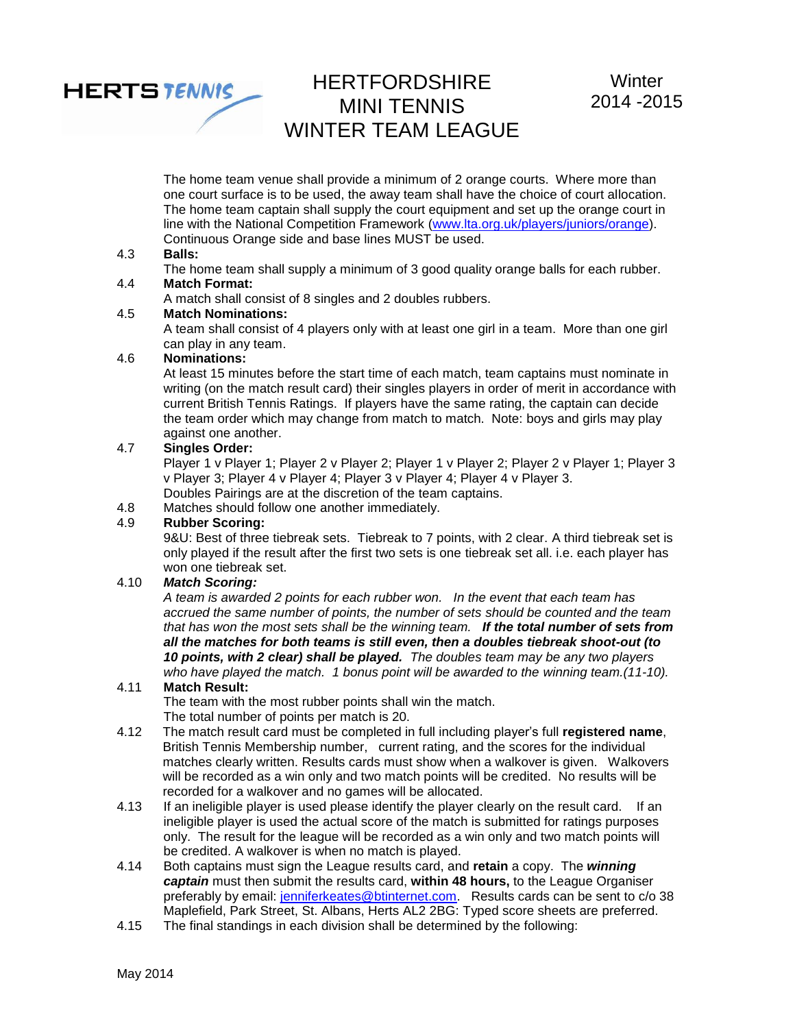The home team venue shall provide a minimum of 2 orange courts. Where more than one court surface is to be used, the away team shall have the choice of court allocation. The home team captain shall supply the court equipment and set up the orange court in line with the National Competition Framework ([www.lta.org.uk/players/juniors/orange](www.lta.org.uk/players/juniors/orange)). Continuous Orange side and base lines MUST be used.

4.3 **Balls:**
The home team shall supply a minimum of 3 good quality orange balls for each rubber.

4.4 **Match Format:**
A match shall consist of 8 singles and 2 doubles rubbers.

4.5 **Match Nominations:**
A team shall consist of 4 players only with at least one girl in a team. More than one girl can play in any team.

4.6 **Nominations:**
At least 15 minutes before the start time of each match, team captains must nominate in writing (on the match result card) their singles players in order of merit in accordance with current British Tennis Ratings. If players have the same rating, the captain can decide the team order which may change from match to match. Note: boys and girls may play against one another.

4.7 **Singles Order:**
Player 1 v Player 1; Player 2 v Player 2; Player 1 v Player 2; Player 2 v Player 1; Player 3 v Player 3; Player 4 v Player 4; Player 3 v Player 4; Player 4 v Player 3.
Doubles Pairings are at the discretion of the team captains.

4.8 Matches should follow one another immediately.

4.9 **Rubber Scoring:**
9&U: Best of three tiebreak sets. Tiebreak to 7 points, with 2 clear. A third tiebreak set is only played if the result after the first two sets is one tiebreak set all. i.e. each player has won one tiebreak set.

4.10 ***Match Scoring:***
*A team is awarded 2 points for each rubber won. In the event that each team has accrued the same number of points, the number of sets should be counted and the team that has won the most sets shall be the winning team.* ***If the total number of sets from all the matches for both teams is still even, then a doubles tiebreak shoot-out (to 10 points, with 2 clear) shall be played.*** *The doubles team may be any two players who have played the match. 1 bonus point will be awarded to the winning team.(11-10).*

4.11 **Match Result:**
The team with the most rubber points shall win the match.
The total number of points per match is 20.

4.12 The match result card must be completed in full including player's full **registered name**, British Tennis Membership number, current rating, and the scores for the individual matches clearly written. Results cards must show when a walkover is given. Walkovers will be recorded as a win only and two match points will be credited. No results will be recorded for a walkover and no games will be allocated.

4.13 If an ineligible player is used please identify the player clearly on the result card. If an ineligible player is used the actual score of the match is submitted for ratings purposes only. The result for the league will be recorded as a win only and two match points will be credited. A walkover is when no match is played.

4.14 Both captains must sign the League results card, and **retain** a copy. The ***winning captain*** must then submit the results card, **within 48 hours,** to the League Organiser preferably by email: [jenniferkeates@btinternet.com](mailto:jenniferkeates@btinternet.com). Results cards can be sent to c/o 38 Maplefield, Park Street, St. Albans, Herts AL2 2BG: Typed score sheets are preferred.

4.15 The final standings in each division shall be determined by the following: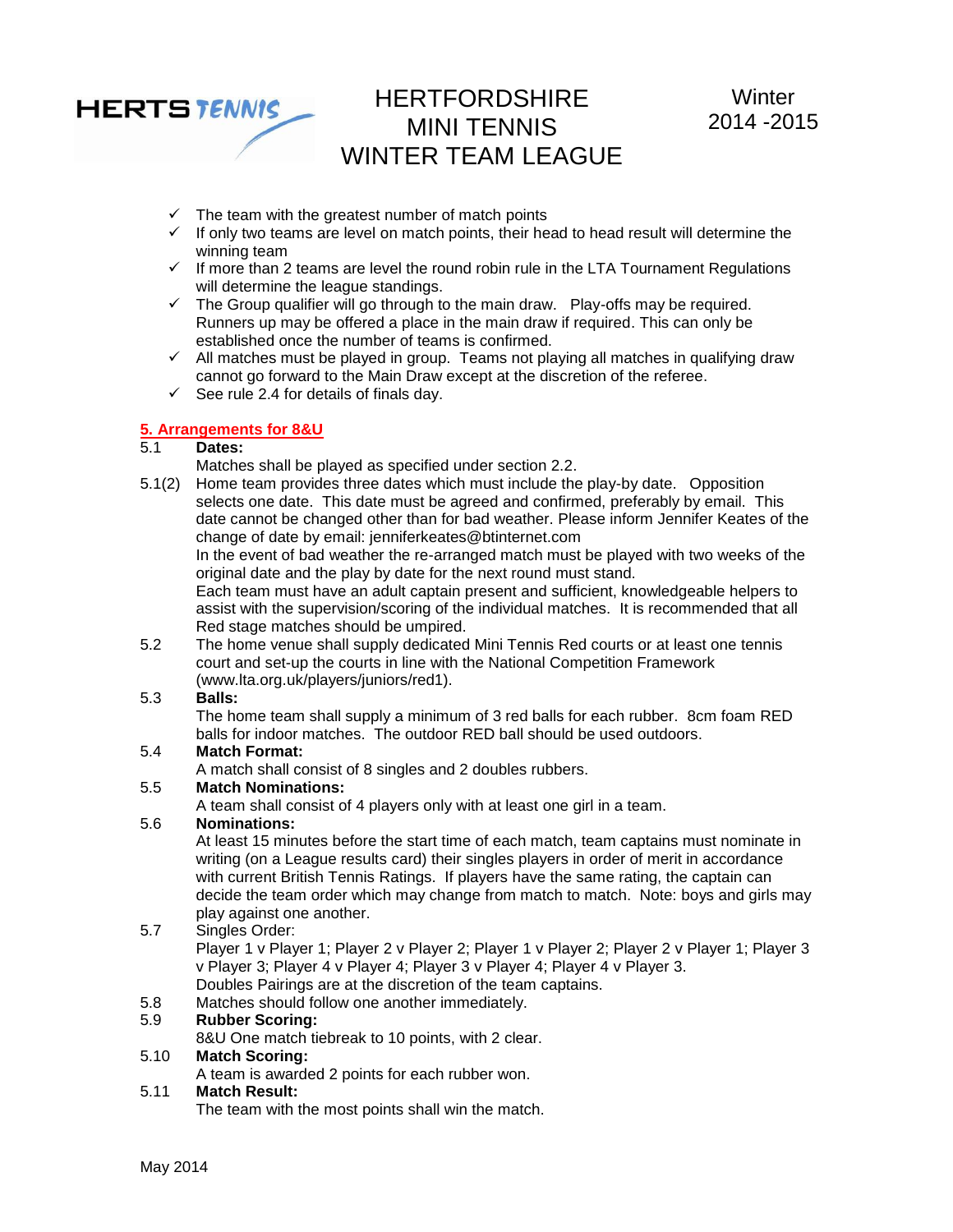- ✓ The team with the greatest number of match points
- ✓ If only two teams are level on match points, their head to head result will determine the winning team
- ✓ If more than 2 teams are level the round robin rule in the LTA Tournament Regulations will determine the league standings.
- ✓ The Group qualifier will go through to the main draw. Play-offs may be required. Runners up may be offered a place in the main draw if required. This can only be established once the number of teams is confirmed.
- ✓ All matches must be played in group. Teams not playing all matches in qualifying draw cannot go forward to the Main Draw except at the discretion of the referee.
- ✓ See rule 2.4 for details of finals day.

## 5. Arrangements for 8&U

5.1 **Dates:**
Matches shall be played as specified under section 2.2.

5.1(2) Home team provides three dates which must include the play-by date. Opposition selects one date. This date must be agreed and confirmed, preferably by email. This date cannot be changed other than for bad weather. Please inform Jennifer Keates of the change of date by email: jenniferkeates@btinternet.com
In the event of bad weather the re-arranged match must be played with two weeks of the original date and the play by date for the next round must stand.
Each team must have an adult captain present and sufficient, knowledgeable helpers to assist with the supervision/scoring of the individual matches. It is recommended that all Red stage matches should be umpired.

5.2 The home venue shall supply dedicated Mini Tennis Red courts or at least one tennis court and set-up the courts in line with the National Competition Framework (www.lta.org.uk/players/juniors/red1).

5.3 **Balls:**
The home team shall supply a minimum of 3 red balls for each rubber. 8cm foam RED balls for indoor matches. The outdoor RED ball should be used outdoors.

5.4 **Match Format:**
A match shall consist of 8 singles and 2 doubles rubbers.

5.5 **Match Nominations:**
A team shall consist of 4 players only with at least one girl in a team.

5.6 **Nominations:**
At least 15 minutes before the start time of each match, team captains must nominate in writing (on a League results card) their singles players in order of merit in accordance with current British Tennis Ratings. If players have the same rating, the captain can decide the team order which may change from match to match. Note: boys and girls may play against one another.

5.7 Singles Order:
Player 1 v Player 1; Player 2 v Player 2; Player 1 v Player 2; Player 2 v Player 1; Player 3 v Player 3; Player 4 v Player 4; Player 3 v Player 4; Player 4 v Player 3.
Doubles Pairings are at the discretion of the team captains.

5.8 Matches should follow one another immediately.

5.9 **Rubber Scoring:**
8&U One match tiebreak to 10 points, with 2 clear.

5.10 **Match Scoring:**
A team is awarded 2 points for each rubber won.

5.11 **Match Result:**
The team with the most points shall win the match.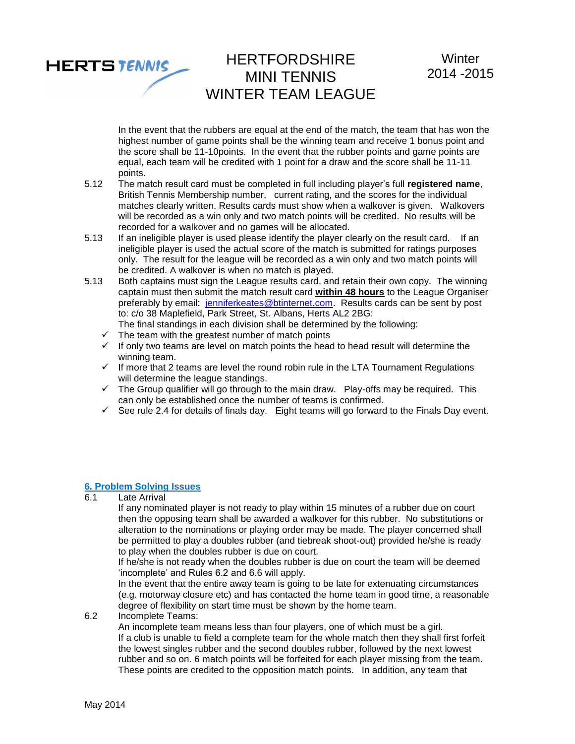In the event that the rubbers are equal at the end of the match, the team that has won the highest number of game points shall be the winning team and receive 1 bonus point and the score shall be 11-10points. In the event that the rubber points and game points are equal, each team will be credited with 1 point for a draw and the score shall be 11-11 points.

5.12 The match result card must be completed in full including player's full **registered name**, British Tennis Membership number, current rating, and the scores for the individual matches clearly written. Results cards must show when a walkover is given. Walkovers will be recorded as a win only and two match points will be credited. No results will be recorded for a walkover and no games will be allocated.

5.13 If an ineligible player is used please identify the player clearly on the result card. If an ineligible player is used the actual score of the match is submitted for ratings purposes only. The result for the league will be recorded as a win only and two match points will be credited. A walkover is when no match is played.

5.13 Both captains must sign the League results card, and retain their own copy. The winning captain must then submit the match result card **within 48 hours** to the League Organiser preferably by email: jenniferkeates@btinternet.com. Results cards can be sent by post to: c/o 38 Maplefield, Park Street, St. Albans, Herts AL2 2BG:
The final standings in each division shall be determined by the following:

- ✓ The team with the greatest number of match points
- ✓ If only two teams are level on match points the head to head result will determine the winning team.
- ✓ If more that 2 teams are level the round robin rule in the LTA Tournament Regulations will determine the league standings.
- ✓ The Group qualifier will go through to the main draw. Play-offs may be required. This can only be established once the number of teams is confirmed.
- ✓ See rule 2.4 for details of finals day. Eight teams will go forward to the Finals Day event.

## 6. Problem Solving Issues

6.1 Late Arrival
If any nominated player is not ready to play within 15 minutes of a rubber due on court then the opposing team shall be awarded a walkover for this rubber. No substitutions or alteration to the nominations or playing order may be made. The player concerned shall be permitted to play a doubles rubber (and tiebreak shoot-out) provided he/she is ready to play when the doubles rubber is due on court.
If he/she is not ready when the doubles rubber is due on court the team will be deemed 'incomplete' and Rules 6.2 and 6.6 will apply.
In the event that the entire away team is going to be late for extenuating circumstances (e.g. motorway closure etc) and has contacted the home team in good time, a reasonable degree of flexibility on start time must be shown by the home team.

6.2 Incomplete Teams:
An incomplete team means less than four players, one of which must be a girl.
If a club is unable to field a complete team for the whole match then they shall first forfeit the lowest singles rubber and the second doubles rubber, followed by the next lowest rubber and so on. 6 match points will be forfeited for each player missing from the team. These points are credited to the opposition match points. In addition, any team that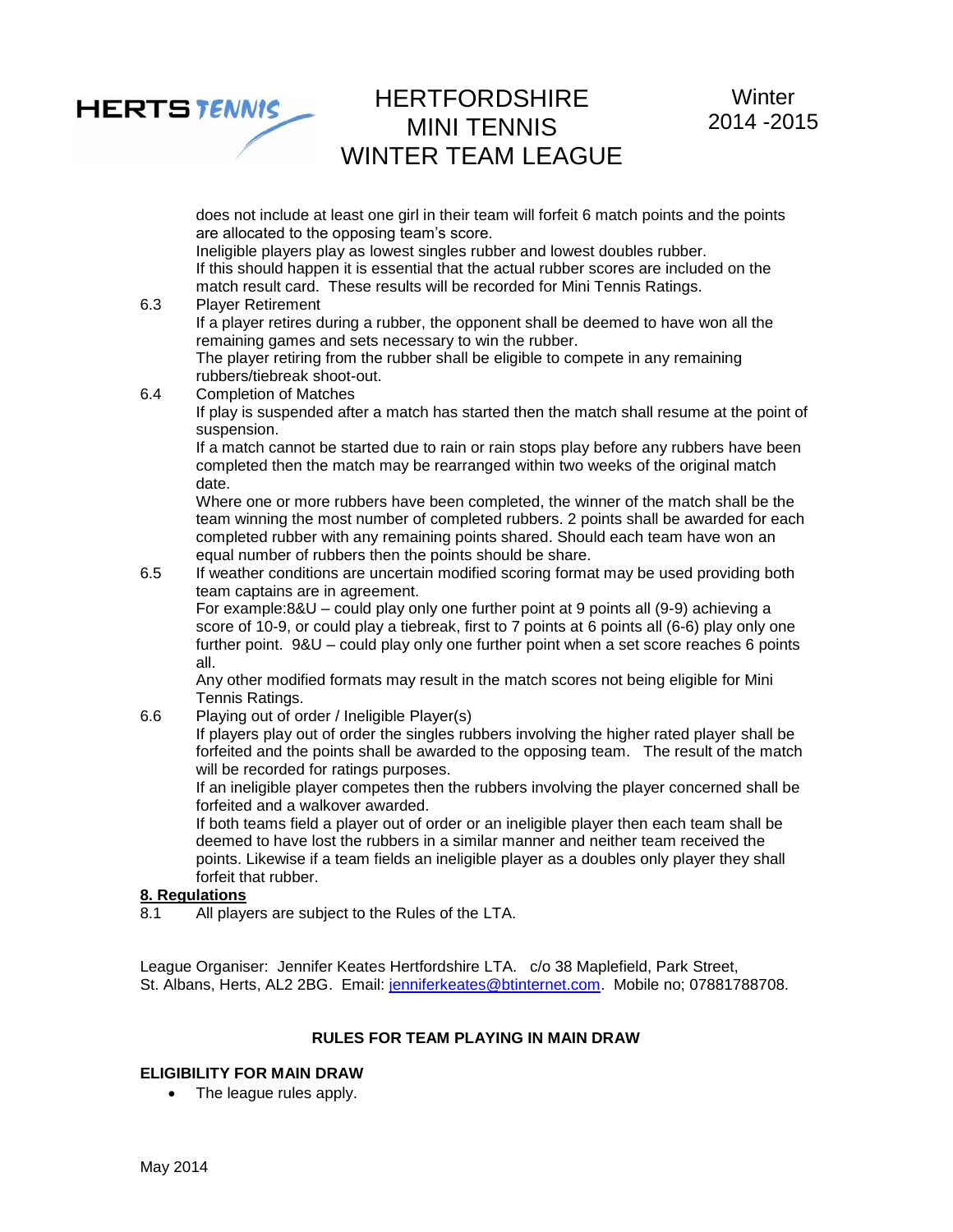does not include at least one girl in their team will forfeit 6 match points and the points are allocated to the opposing team's score.
Ineligible players play as lowest singles rubber and lowest doubles rubber.
If this should happen it is essential that the actual rubber scores are included on the match result card. These results will be recorded for Mini Tennis Ratings.

6.3 Player Retirement
If a player retires during a rubber, the opponent shall be deemed to have won all the remaining games and sets necessary to win the rubber.
The player retiring from the rubber shall be eligible to compete in any remaining rubbers/tiebreak shoot-out.

6.4 Completion of Matches
If play is suspended after a match has started then the match shall resume at the point of suspension.
If a match cannot be started due to rain or rain stops play before any rubbers have been completed then the match may be rearranged within two weeks of the original match date.
Where one or more rubbers have been completed, the winner of the match shall be the team winning the most number of completed rubbers. 2 points shall be awarded for each completed rubber with any remaining points shared. Should each team have won an equal number of rubbers then the points should be share.

6.5 If weather conditions are uncertain modified scoring format may be used providing both team captains are in agreement.
For example:8&U – could play only one further point at 9 points all (9-9) achieving a score of 10-9, or could play a tiebreak, first to 7 points at 6 points all (6-6) play only one further point. 9&U – could play only one further point when a set score reaches 6 points all.
Any other modified formats may result in the match scores not being eligible for Mini Tennis Ratings.

6.6 Playing out of order / Ineligible Player(s)
If players play out of order the singles rubbers involving the higher rated player shall be forfeited and the points shall be awarded to the opposing team. The result of the match will be recorded for ratings purposes.
If an ineligible player competes then the rubbers involving the player concerned shall be forfeited and a walkover awarded.
If both teams field a player out of order or an ineligible player then each team shall be deemed to have lost the rubbers in a similar manner and neither team received the points. Likewise if a team fields an ineligible player as a doubles only player they shall forfeit that rubber.

**8. Regulations**

8.1 All players are subject to the Rules of the LTA.

League Organiser: Jennifer Keates Hertfordshire LTA. c/o 38 Maplefield, Park Street, St. Albans, Herts, AL2 2BG. Email: jenniferkeates@btinternet.com. Mobile no; 07881788708.

**RULES FOR TEAM PLAYING IN MAIN DRAW**

**ELIGIBILITY FOR MAIN DRAW**

- The league rules apply.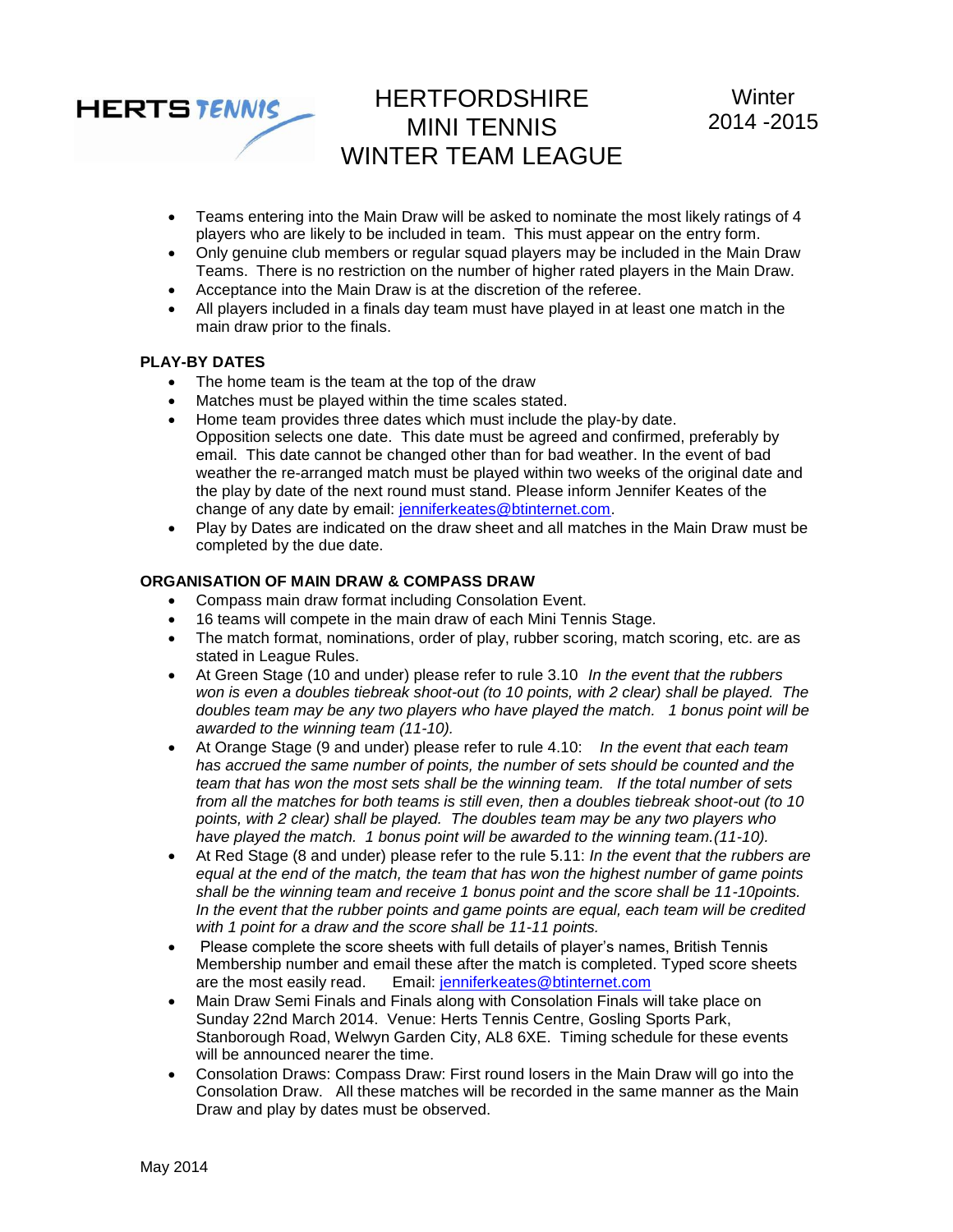# HERTFORDSHIRE MINI TENNIS WINTER TEAM LEAGUE

Winter 2014 -2015

- Teams entering into the Main Draw will be asked to nominate the most likely ratings of 4 players who are likely to be included in team. This must appear on the entry form.
- Only genuine club members or regular squad players may be included in the Main Draw Teams. There is no restriction on the number of higher rated players in the Main Draw.
- Acceptance into the Main Draw is at the discretion of the referee.
- All players included in a finals day team must have played in at least one match in the main draw prior to the finals.

**PLAY-BY DATES**

- The home team is the team at the top of the draw
- Matches must be played within the time scales stated.
- Home team provides three dates which must include the play-by date. Opposition selects one date. This date must be agreed and confirmed, preferably by email. This date cannot be changed other than for bad weather. In the event of bad weather the re-arranged match must be played within two weeks of the original date and the play by date of the next round must stand. Please inform Jennifer Keates of the change of any date by email: jenniferkeates@btinternet.com.
- Play by Dates are indicated on the draw sheet and all matches in the Main Draw must be completed by the due date.

**ORGANISATION OF MAIN DRAW & COMPASS DRAW**

- Compass main draw format including Consolation Event.
- 16 teams will compete in the main draw of each Mini Tennis Stage.
- The match format, nominations, order of play, rubber scoring, match scoring, etc. are as stated in League Rules.
- At Green Stage (10 and under) please refer to rule 3.10 *In the event that the rubbers won is even a doubles tiebreak shoot-out (to 10 points, with 2 clear) shall be played. The doubles team may be any two players who have played the match. 1 bonus point will be awarded to the winning team (11-10).*
- At Orange Stage (9 and under) please refer to rule 4.10: *In the event that each team has accrued the same number of points, the number of sets should be counted and the team that has won the most sets shall be the winning team. If the total number of sets from all the matches for both teams is still even, then a doubles tiebreak shoot-out (to 10 points, with 2 clear) shall be played. The doubles team may be any two players who have played the match. 1 bonus point will be awarded to the winning team.(11-10).*
- At Red Stage (8 and under) please refer to the rule 5.11: *In the event that the rubbers are equal at the end of the match, the team that has won the highest number of game points shall be the winning team and receive 1 bonus point and the score shall be 11-10points. In the event that the rubber points and game points are equal, each team will be credited with 1 point for a draw and the score shall be 11-11 points.*
- Please complete the score sheets with full details of player's names, British Tennis Membership number and email these after the match is completed. Typed score sheets are the most easily read. Email: jenniferkeates@btinternet.com
- Main Draw Semi Finals and Finals along with Consolation Finals will take place on Sunday 22nd March 2014. Venue: Herts Tennis Centre, Gosling Sports Park, Stanborough Road, Welwyn Garden City, AL8 6XE. Timing schedule for these events will be announced nearer the time.
- Consolation Draws: Compass Draw: First round losers in the Main Draw will go into the Consolation Draw. All these matches will be recorded in the same manner as the Main Draw and play by dates must be observed.

May 2014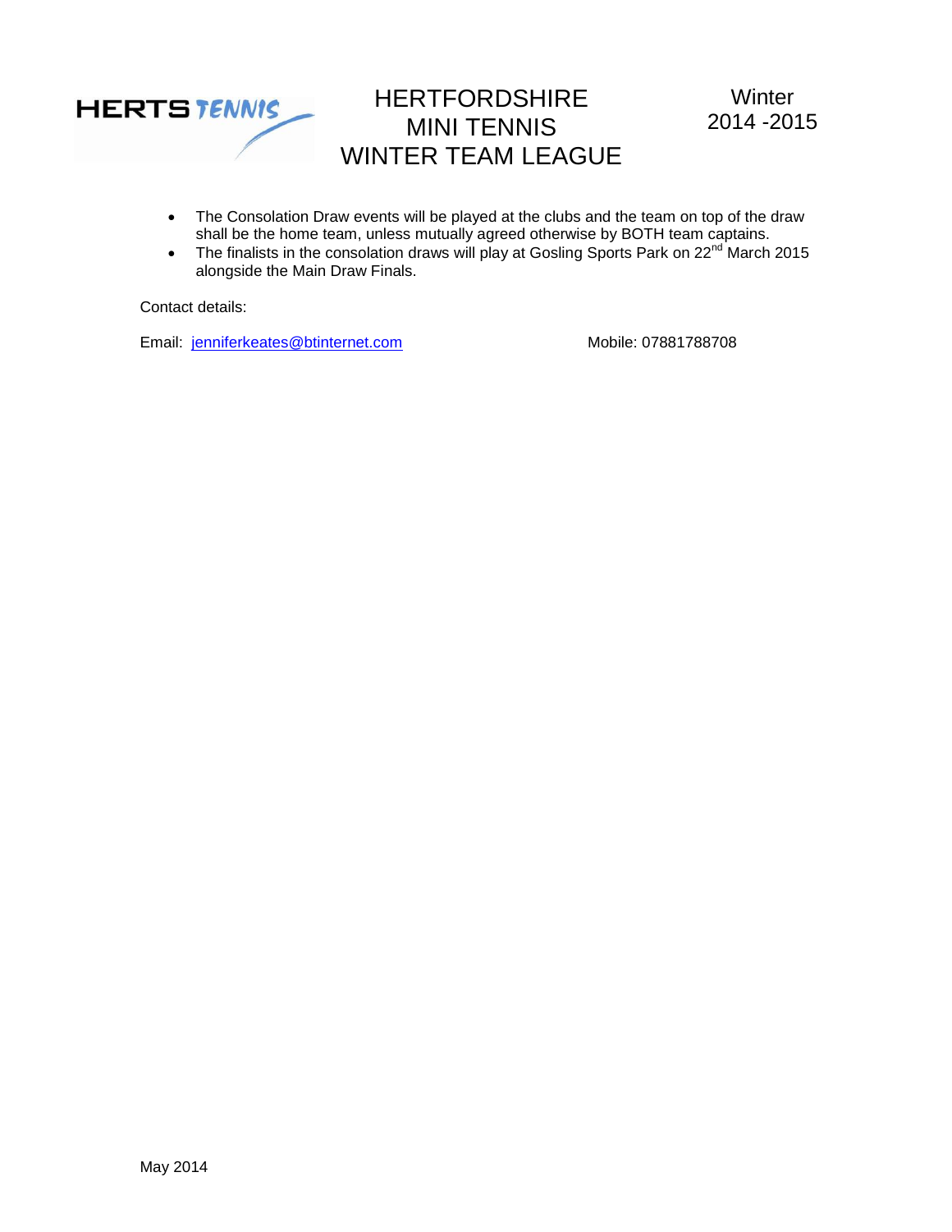- The Consolation Draw events will be played at the clubs and the team on top of the draw shall be the home team, unless mutually agreed otherwise by BOTH team captains.
- The finalists in the consolation draws will play at Gosling Sports Park on 22nd March 2015 alongside the Main Draw Finals.

Contact details:

Email: jenniferkeates@btinternet.com Mobile: 07881788708

May 2014